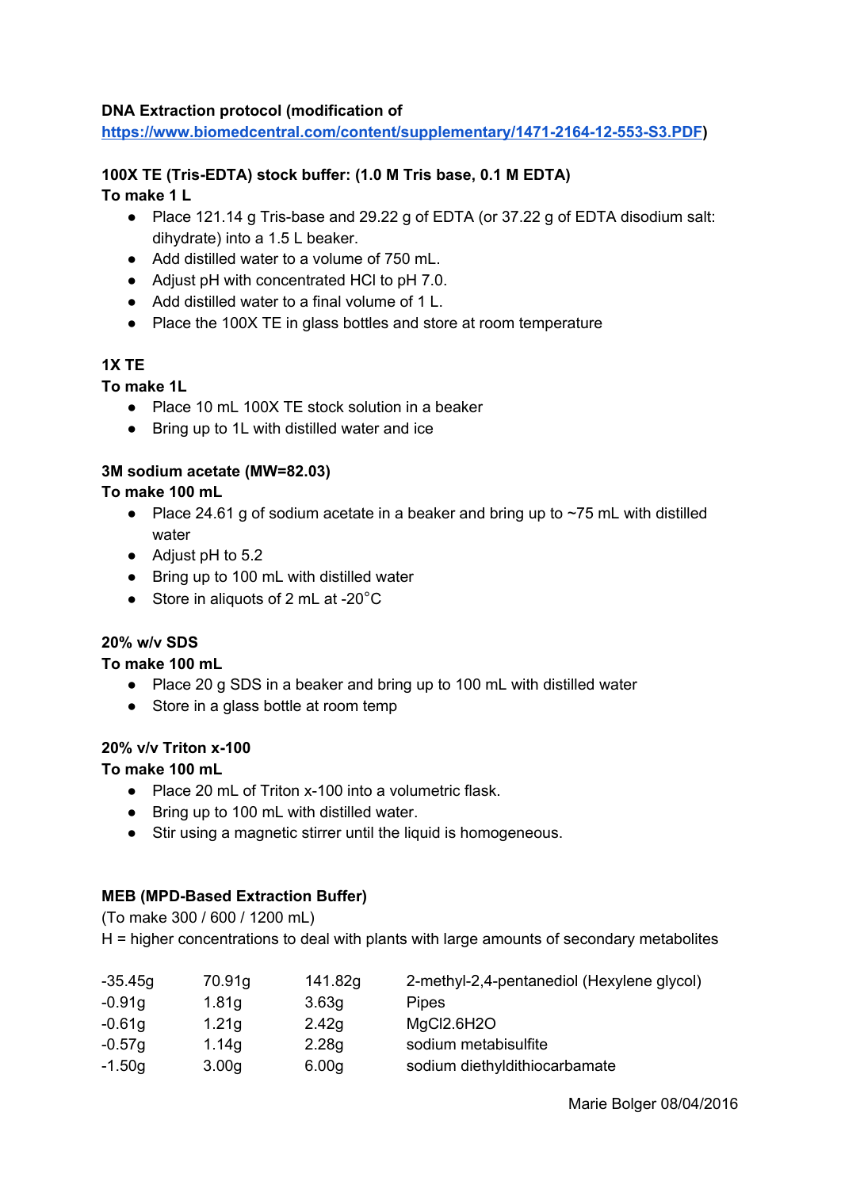**DNA Extraction protocol (modification of [https://www.biomedcentral.com/content/supplementary/1471-2164-12-553-S3.PDF](https://www.biomedcentral.com/content/supplementary/1471-2164-12-553-S3.PDF))**

**100X TE (Tris-EDTA) stock buffer: (1.0 M Tris base, 0.1 M EDTA)**
**To make 1 L**

- Place 121.14 g Tris-base and 29.22 g of EDTA (or 37.22 g of EDTA disodium salt: dihydrate) into a 1.5 L beaker.
- Add distilled water to a volume of 750 mL.
- Adjust pH with concentrated HCl to pH 7.0.
- Add distilled water to a final volume of 1 L.
- Place the 100X TE in glass bottles and store at room temperature

**1X TE**
**To make 1L**

- Place 10 mL 100X TE stock solution in a beaker
- Bring up to 1L with distilled water and ice

**3M sodium acetate (MW=82.03)**
**To make 100 mL**

- Place 24.61 g of sodium acetate in a beaker and bring up to ~75 mL with distilled water
- Adjust pH to 5.2
- Bring up to 100 mL with distilled water
- Store in aliquots of 2 mL at -20°C

**20% w/v SDS**
**To make 100 mL**

- Place 20 g SDS in a beaker and bring up to 100 mL with distilled water
- Store in a glass bottle at room temp

**20% v/v Triton x-100**
**To make 100 mL**

- Place 20 mL of Triton x-100 into a volumetric flask.
- Bring up to 100 mL with distilled water.
- Stir using a magnetic stirrer until the liquid is homogeneous.

**MEB (MPD-Based Extraction Buffer)**

(To make 300 / 600 / 1200 mL)

H = higher concentrations to deal with plants with large amounts of secondary metabolites

| | | | |
|---|---|---|---|
| -35.45g | 70.91g | 141.82g | 2-methyl-2,4-pentanediol (Hexylene glycol) |
| -0.91g | 1.81g | 3.63g | Pipes |
| -0.61g | 1.21g | 2.42g | $MgCl_2.6H_2O$ |
| -0.57g | 1.14g | 2.28g | sodium metabisulfite |
| -1.50g | 3.00g | 6.00g | sodium diethyldithiocarbamate |

Marie Bolger 08/04/2016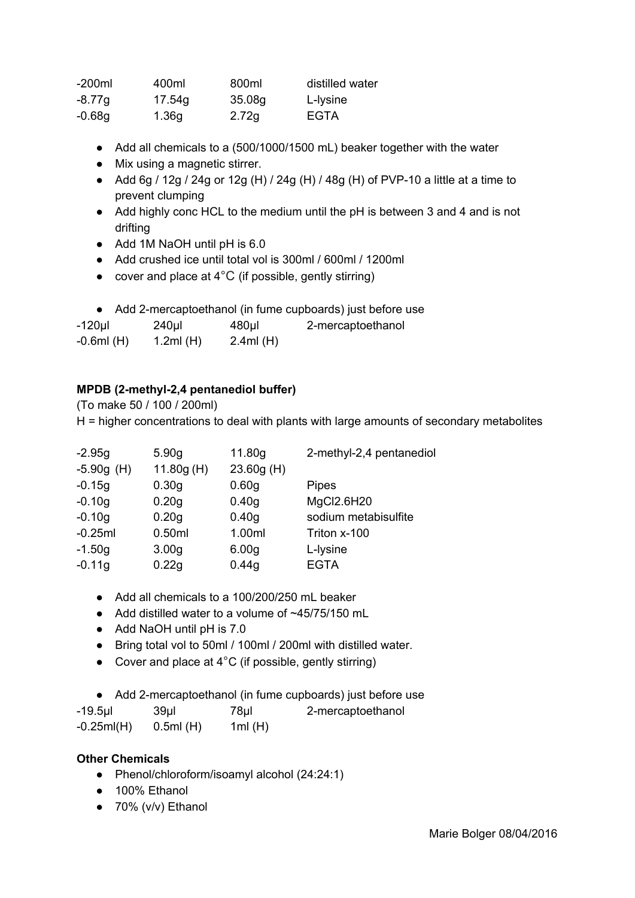| -200ml | 400ml | 800ml | distilled water |
|---|---|---|---|
| -8.77g | 17.54g | 35.08g | L-lysine |
| -0.68g | 1.36g | 2.72g | EGTA |

- Add all chemicals to a (500/1000/1500 mL) beaker together with the water
- Mix using a magnetic stirrer.
- Add 6g / 12g / 24g or 12g (H) / 24g (H) / 48g (H) of PVP-10 a little at a time to prevent clumping
- Add highly conc HCL to the medium until the pH is between 3 and 4 and is not drifting
- Add 1M NaOH until pH is 6.0
- Add crushed ice until total vol is 300ml / 600ml / 1200ml
- cover and place at 4°C (if possible, gently stirring)

- Add 2-mercaptoethanol (in fume cupboards) just before use

| -120µl | 240µl | 480µl | 2-mercaptoethanol |
|---|---|---|---|
| -0.6ml (H) | 1.2ml (H) | 2.4ml (H) | |

**MPDB (2-methyl-2,4 pentanediol buffer)**

(To make 50 / 100 / 200ml)

H = higher concentrations to deal with plants with large amounts of secondary metabolites

| -2.95g | 5.90g | 11.80g | 2-methyl-2,4 pentanediol |
|---|---|---|---|
| -5.90g (H) | 11.80g (H) | 23.60g (H) | |
| -0.15g | 0.30g | 0.60g | Pipes |
| -0.10g | 0.20g | 0.40g | $MgCl_2.6H_2O$ |
| -0.10g | 0.20g | 0.40g | sodium metabisulfite |
| -0.25ml | 0.50ml | 1.00ml | Triton x-100 |
| -1.50g | 3.00g | 6.00g | L-lysine |
| -0.11g | 0.22g | 0.44g | EGTA |

- Add all chemicals to a 100/200/250 mL beaker
- Add distilled water to a volume of ~45/75/150 mL
- Add NaOH until pH is 7.0
- Bring total vol to 50ml / 100ml / 200ml with distilled water.
- Cover and place at 4°C (if possible, gently stirring)

- Add 2-mercaptoethanol (in fume cupboards) just before use

| -19.5µl | 39µl | 78µl | 2-mercaptoethanol |
|---|---|---|---|
| -0.25ml(H) | 0.5ml (H) | 1ml (H) | |

**Other Chemicals**

- Phenol/chloroform/isoamyl alcohol (24:24:1)
- 100% Ethanol
- 70% (v/v) Ethanol

Marie Bolger 08/04/2016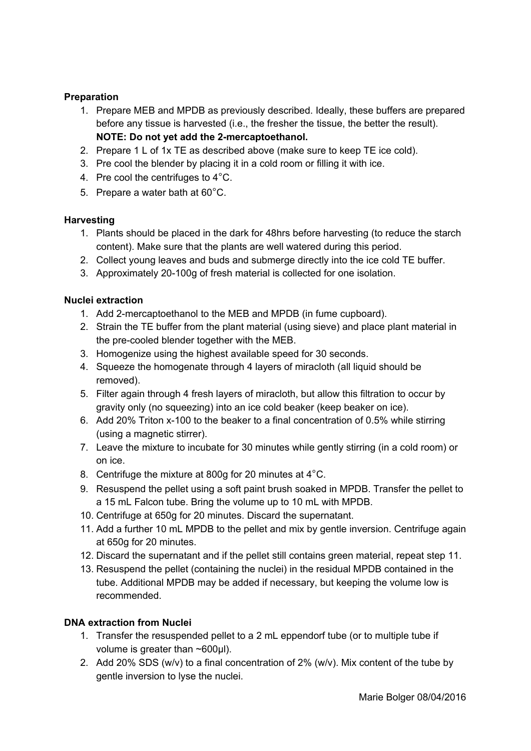**Preparation**

1. Prepare MEB and MPDB as previously described. Ideally, these buffers are prepared before any tissue is harvested (i.e., the fresher the tissue, the better the result). **NOTE: Do not yet add the 2-mercaptoethanol.**
2. Prepare 1 L of 1x TE as described above (make sure to keep TE ice cold).
3. Pre cool the blender by placing it in a cold room or filling it with ice.
4. Pre cool the centrifuges to 4°C.
5. Prepare a water bath at 60°C.

**Harvesting**

1. Plants should be placed in the dark for 48hrs before harvesting (to reduce the starch content). Make sure that the plants are well watered during this period.
2. Collect young leaves and buds and submerge directly into the ice cold TE buffer.
3. Approximately 20-100g of fresh material is collected for one isolation.

**Nuclei extraction**

1. Add 2-mercaptoethanol to the MEB and MPDB (in fume cupboard).
2. Strain the TE buffer from the plant material (using sieve) and place plant material in the pre-cooled blender together with the MEB.
3. Homogenize using the highest available speed for 30 seconds.
4. Squeeze the homogenate through 4 layers of miracloth (all liquid should be removed).
5. Filter again through 4 fresh layers of miracloth, but allow this filtration to occur by gravity only (no squeezing) into an ice cold beaker (keep beaker on ice).
6. Add 20% Triton x-100 to the beaker to a final concentration of 0.5% while stirring (using a magnetic stirrer).
7. Leave the mixture to incubate for 30 minutes while gently stirring (in a cold room) or on ice.
8. Centrifuge the mixture at 800g for 20 minutes at 4°C.
9. Resuspend the pellet using a soft paint brush soaked in MPDB. Transfer the pellet to a 15 mL Falcon tube. Bring the volume up to 10 mL with MPDB.
10. Centrifuge at 650g for 20 minutes. Discard the supernatant.
11. Add a further 10 mL MPDB to the pellet and mix by gentle inversion. Centrifuge again at 650g for 20 minutes.
12. Discard the supernatant and if the pellet still contains green material, repeat step 11.
13. Resuspend the pellet (containing the nuclei) in the residual MPDB contained in the tube. Additional MPDB may be added if necessary, but keeping the volume low is recommended.

**DNA extraction from Nuclei**

1. Transfer the resuspended pellet to a 2 mL eppendorf tube (or to multiple tube if volume is greater than ~600µl).
2. Add 20% SDS (w/v) to a final concentration of 2% (w/v). Mix content of the tube by gentle inversion to lyse the nuclei.

Marie Bolger 08/04/2016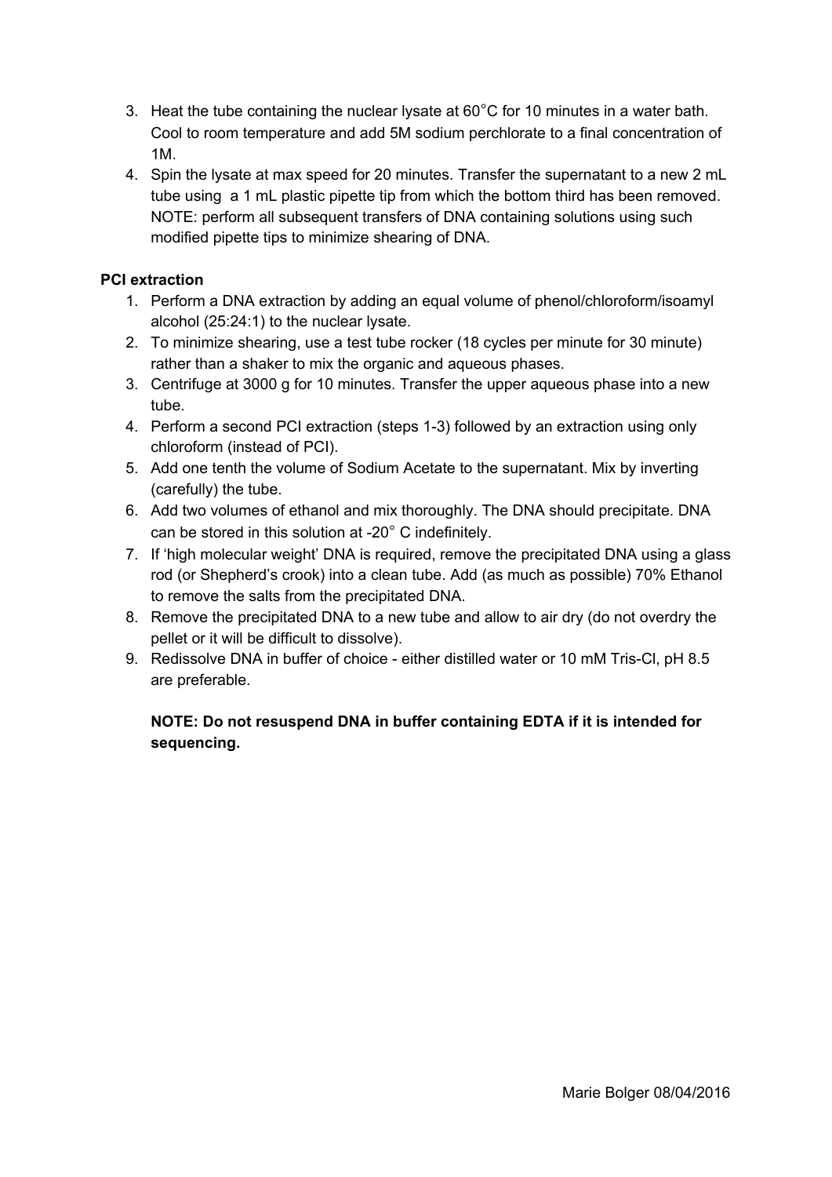3. Heat the tube containing the nuclear lysate at 60°C for 10 minutes in a water bath. Cool to room temperature and add 5M sodium perchlorate to a final concentration of 1M.
4. Spin the lysate at max speed for 20 minutes. Transfer the supernatant to a new 2 mL tube using a 1 mL plastic pipette tip from which the bottom third has been removed. NOTE: perform all subsequent transfers of DNA containing solutions using such modified pipette tips to minimize shearing of DNA.

**PCI extraction**

1. Perform a DNA extraction by adding an equal volume of phenol/chloroform/isoamyl alcohol (25:24:1) to the nuclear lysate.
2. To minimize shearing, use a test tube rocker (18 cycles per minute for 30 minute) rather than a shaker to mix the organic and aqueous phases.
3. Centrifuge at 3000 g for 10 minutes. Transfer the upper aqueous phase into a new tube.
4. Perform a second PCI extraction (steps 1-3) followed by an extraction using only chloroform (instead of PCI).
5. Add one tenth the volume of Sodium Acetate to the supernatant. Mix by inverting (carefully) the tube.
6. Add two volumes of ethanol and mix thoroughly. The DNA should precipitate. DNA can be stored in this solution at -20° C indefinitely.
7. If 'high molecular weight' DNA is required, remove the precipitated DNA using a glass rod (or Shepherd's crook) into a clean tube. Add (as much as possible) 70% Ethanol to remove the salts from the precipitated DNA.
8. Remove the precipitated DNA to a new tube and allow to air dry (do not overdry the pellet or it will be difficult to dissolve).
9. Redissolve DNA in buffer of choice - either distilled water or 10 mM Tris-Cl, pH 8.5 are preferable.

   **NOTE: Do not resuspend DNA in buffer containing EDTA if it is intended for sequencing.**

Marie Bolger 08/04/2016